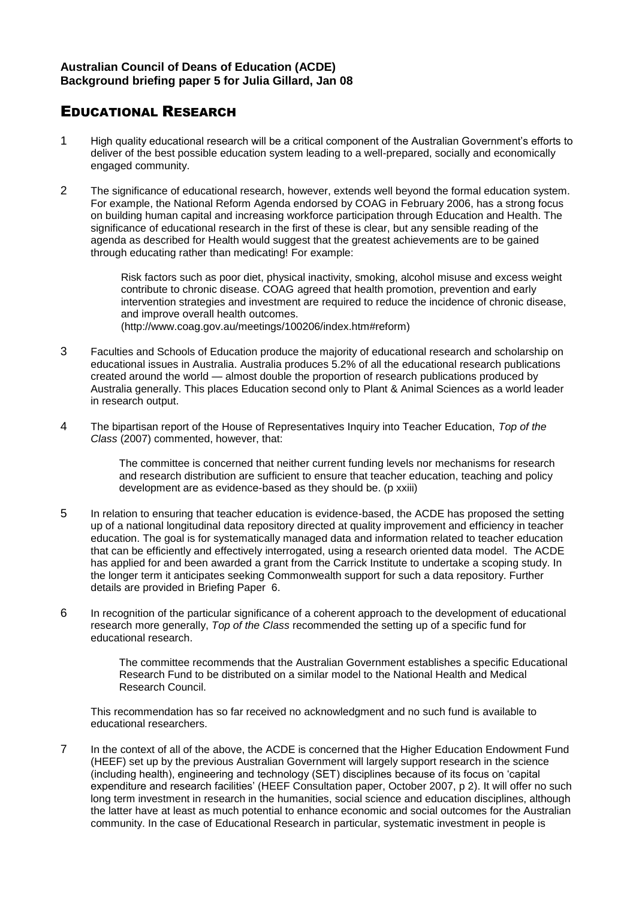**Australian Council of Deans of Education (ACDE)**
**Background briefing paper 5 for Julia Gillard, Jan 08**

# EDUCATIONAL RESEARCH

1 High quality educational research will be a critical component of the Australian Government's efforts to deliver of the best possible education system leading to a well-prepared, socially and economically engaged community.

2 The significance of educational research, however, extends well beyond the formal education system. For example, the National Reform Agenda endorsed by COAG in February 2006, has a strong focus on building human capital and increasing workforce participation through Education and Health. The significance of educational research in the first of these is clear, but any sensible reading of the agenda as described for Health would suggest that the greatest achievements are to be gained through educating rather than medicating! For example:

> Risk factors such as poor diet, physical inactivity, smoking, alcohol misuse and excess weight contribute to chronic disease. COAG agreed that health promotion, prevention and early intervention strategies and investment are required to reduce the incidence of chronic disease, and improve overall health outcomes.
> (http://www.coag.gov.au/meetings/100206/index.htm#reform)

3 Faculties and Schools of Education produce the majority of educational research and scholarship on educational issues in Australia. Australia produces 5.2% of all the educational research publications created around the world — almost double the proportion of research publications produced by Australia generally. This places Education second only to Plant & Animal Sciences as a world leader in research output.

4 The bipartisan report of the House of Representatives Inquiry into Teacher Education, *Top of the Class* (2007) commented, however, that:

> The committee is concerned that neither current funding levels nor mechanisms for research and research distribution are sufficient to ensure that teacher education, teaching and policy development are as evidence-based as they should be. (p xxiii)

5 In relation to ensuring that teacher education is evidence-based, the ACDE has proposed the setting up of a national longitudinal data repository directed at quality improvement and efficiency in teacher education. The goal is for systematically managed data and information related to teacher education that can be efficiently and effectively interrogated, using a research oriented data model. The ACDE has applied for and been awarded a grant from the Carrick Institute to undertake a scoping study. In the longer term it anticipates seeking Commonwealth support for such a data repository. Further details are provided in Briefing Paper 6.

6 In recognition of the particular significance of a coherent approach to the development of educational research more generally, *Top of the Class* recommended the setting up of a specific fund for educational research.

> The committee recommends that the Australian Government establishes a specific Educational Research Fund to be distributed on a similar model to the National Health and Medical Research Council.

This recommendation has so far received no acknowledgment and no such fund is available to educational researchers.

7 In the context of all of the above, the ACDE is concerned that the Higher Education Endowment Fund (HEEF) set up by the previous Australian Government will largely support research in the science (including health), engineering and technology (SET) disciplines because of its focus on 'capital expenditure and research facilities' (HEEF Consultation paper, October 2007, p 2). It will offer no such long term investment in research in the humanities, social science and education disciplines, although the latter have at least as much potential to enhance economic and social outcomes for the Australian community. In the case of Educational Research in particular, systematic investment in people is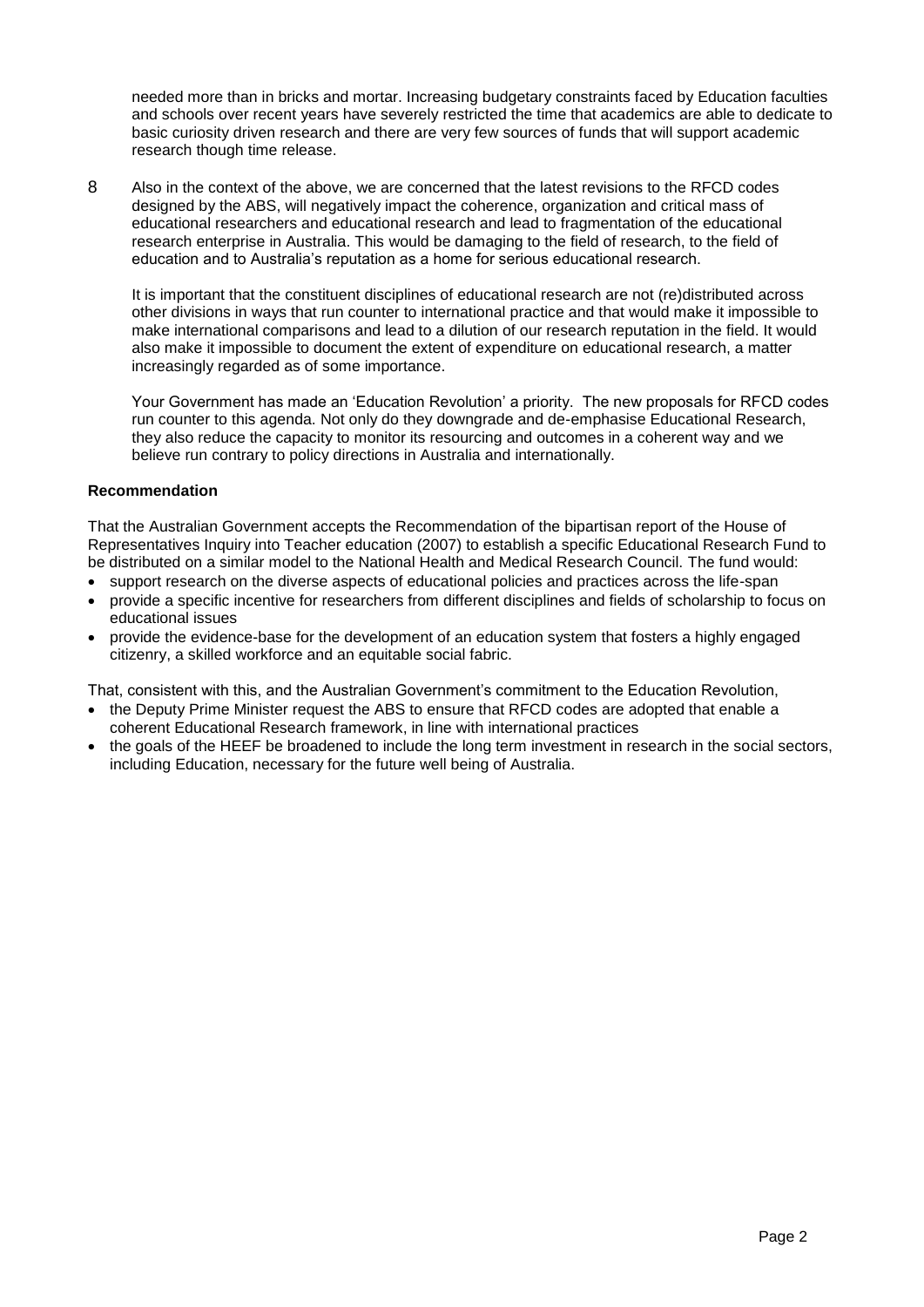needed more than in bricks and mortar. Increasing budgetary constraints faced by Education faculties and schools over recent years have severely restricted the time that academics are able to dedicate to basic curiosity driven research and there are very few sources of funds that will support academic research though time release.

8 Also in the context of the above, we are concerned that the latest revisions to the RFCD codes designed by the ABS, will negatively impact the coherence, organization and critical mass of educational researchers and educational research and lead to fragmentation of the educational research enterprise in Australia. This would be damaging to the field of research, to the field of education and to Australia's reputation as a home for serious educational research.

It is important that the constituent disciplines of educational research are not (re)distributed across other divisions in ways that run counter to international practice and that would make it impossible to make international comparisons and lead to a dilution of our research reputation in the field. It would also make it impossible to document the extent of expenditure on educational research, a matter increasingly regarded as of some importance.

Your Government has made an 'Education Revolution' a priority. The new proposals for RFCD codes run counter to this agenda. Not only do they downgrade and de-emphasise Educational Research, they also reduce the capacity to monitor its resourcing and outcomes in a coherent way and we believe run contrary to policy directions in Australia and internationally.

**Recommendation**

That the Australian Government accepts the Recommendation of the bipartisan report of the House of Representatives Inquiry into Teacher education (2007) to establish a specific Educational Research Fund to be distributed on a similar model to the National Health and Medical Research Council. The fund would:

- support research on the diverse aspects of educational policies and practices across the life-span
- provide a specific incentive for researchers from different disciplines and fields of scholarship to focus on educational issues
- provide the evidence-base for the development of an education system that fosters a highly engaged citizenry, a skilled workforce and an equitable social fabric.

That, consistent with this, and the Australian Government's commitment to the Education Revolution,

- the Deputy Prime Minister request the ABS to ensure that RFCD codes are adopted that enable a coherent Educational Research framework, in line with international practices
- the goals of the HEEF be broadened to include the long term investment in research in the social sectors, including Education, necessary for the future well being of Australia.